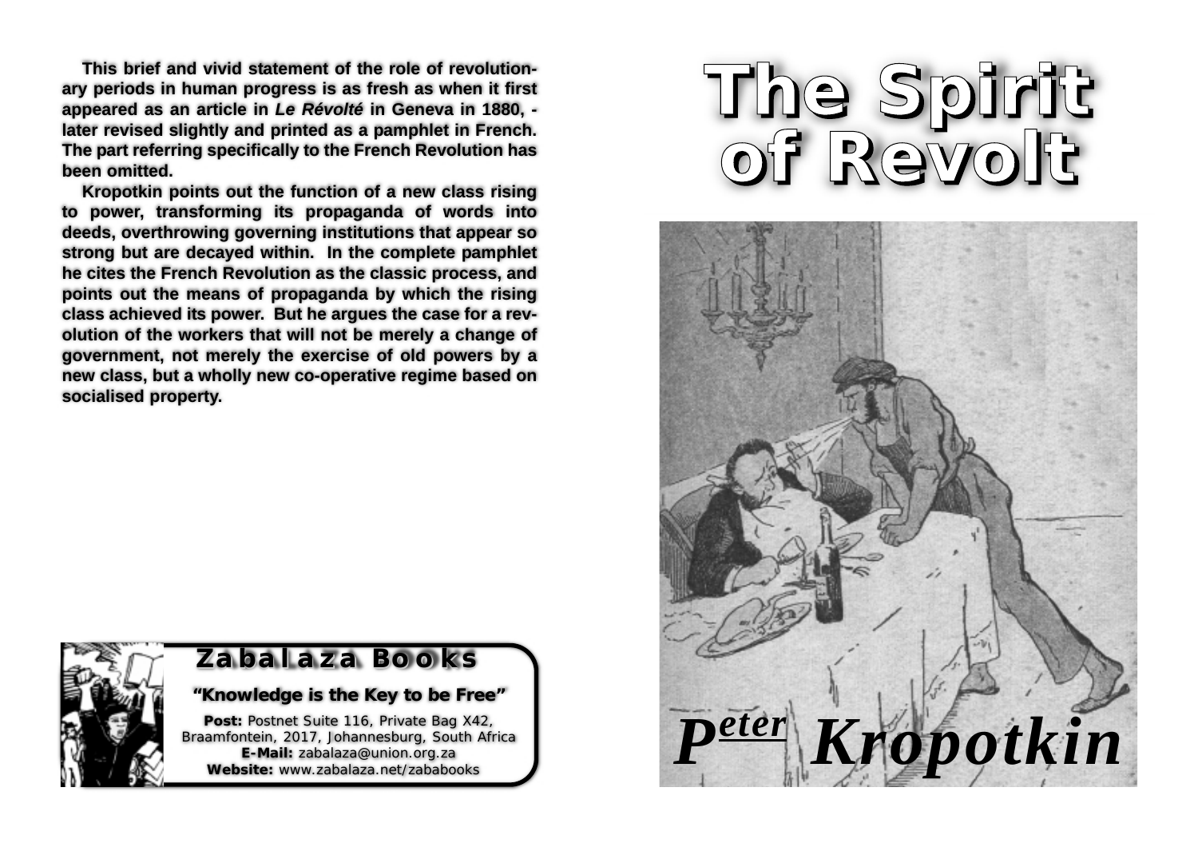This brief and vivid statement of the role of revolutionary periods in human progress is as fresh as when it first appeared as an article in *Le Révolté* in Geneva in 1880, - later revised slightly and printed as a pamphlet in French. The part referring specifically to the French Revolution has been omitted.

Kropotkin points out the function of a new class rising to power, transforming its propaganda of words into deeds, overthrowing governing institutions that appear so strong but are decayed within. In the complete pamphlet he cites the French Revolution as the classic process, and points out the means of propaganda by which the rising class achieved its power. But he argues the case for a revolution of the workers that will not be merely a change of government, not merely the exercise of old powers by a new class, but a wholly new co-operative regime based on socialised property.

**Zabalaza Books**

**"Knowledge is the Key to be Free"**

**Post:** Postnet Suite 116, Private Bag X42, Braamfontein, 2017, Johannesburg, South Africa
**E-Mail:** zabalaza@union.org.za
**Website:** www.zabalaza.net/zababooks

# The Spirit of Revolt

***Peter Kropotkin***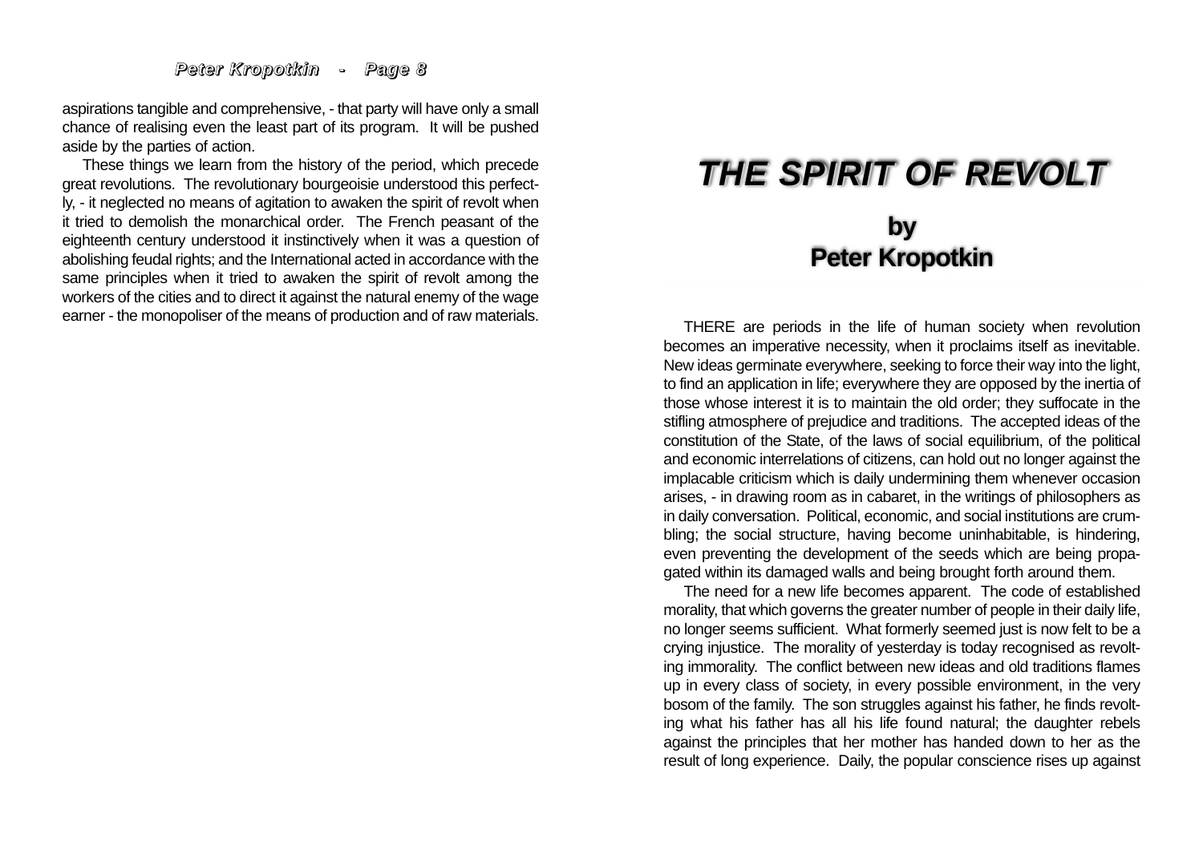aspirations tangible and comprehensive, - that party will have only a small chance of realising even the least part of its program. It will be pushed aside by the parties of action.

These things we learn from the history of the period, which precede great revolutions. The revolutionary bourgeoisie understood this perfectly, - it neglected no means of agitation to awaken the spirit of revolt when it tried to demolish the monarchical order. The French peasant of the eighteenth century understood it instinctively when it was a question of abolishing feudal rights; and the International acted in accordance with the same principles when it tried to awaken the spirit of revolt among the workers of the cities and to direct it against the natural enemy of the wage earner - the monopoliser of the means of production and of raw materials.

# THE SPIRIT OF REVOLT

## by
## Peter Kropotkin

THERE are periods in the life of human society when revolution becomes an imperative necessity, when it proclaims itself as inevitable. New ideas germinate everywhere, seeking to force their way into the light, to find an application in life; everywhere they are opposed by the inertia of those whose interest it is to maintain the old order; they suffocate in the stifling atmosphere of prejudice and traditions. The accepted ideas of the constitution of the State, of the laws of social equilibrium, of the political and economic interrelations of citizens, can hold out no longer against the implacable criticism which is daily undermining them whenever occasion arises, - in drawing room as in cabaret, in the writings of philosophers as in daily conversation. Political, economic, and social institutions are crumbling; the social structure, having become uninhabitable, is hindering, even preventing the development of the seeds which are being propagated within its damaged walls and being brought forth around them.

The need for a new life becomes apparent. The code of established morality, that which governs the greater number of people in their daily life, no longer seems sufficient. What formerly seemed just is now felt to be a crying injustice. The morality of yesterday is today recognised as revolting immorality. The conflict between new ideas and old traditions flames up in every class of society, in every possible environment, in the very bosom of the family. The son struggles against his father, he finds revolting what his father has all his life found natural; the daughter rebels against the principles that her mother has handed down to her as the result of long experience. Daily, the popular conscience rises up against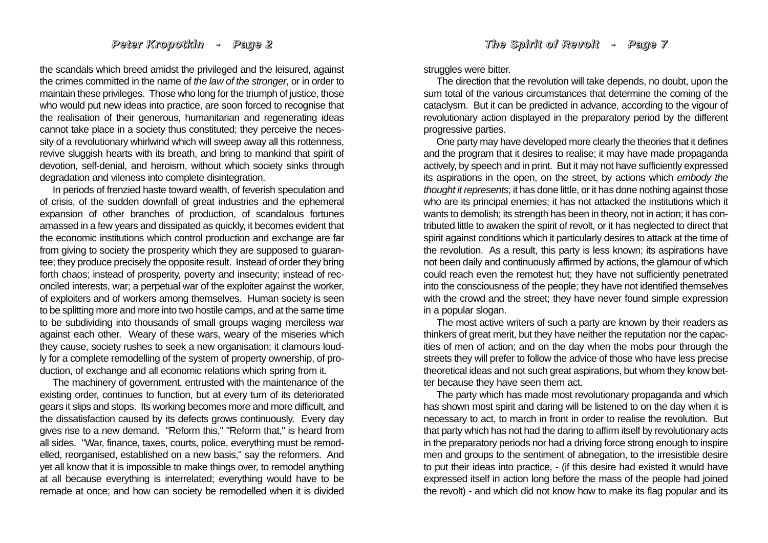the scandals which breed amidst the privileged and the leisured, against the crimes committed in the name of *the law of the stronger*, or in order to maintain these privileges. Those who long for the triumph of justice, those who would put new ideas into practice, are soon forced to recognise that the realisation of their generous, humanitarian and regenerating ideas cannot take place in a society thus constituted; they perceive the necessity of a revolutionary whirlwind which will sweep away all this rottenness, revive sluggish hearts with its breath, and bring to mankind that spirit of devotion, self-denial, and heroism, without which society sinks through degradation and vileness into complete disintegration.

In periods of frenzied haste toward wealth, of feverish speculation and of crisis, of the sudden downfall of great industries and the ephemeral expansion of other branches of production, of scandalous fortunes amassed in a few years and dissipated as quickly, it becomes evident that the economic institutions which control production and exchange are far from giving to society the prosperity which they are supposed to guarantee; they produce precisely the opposite result. Instead of order they bring forth chaos; instead of prosperity, poverty and insecurity; instead of reconciled interests, war; a perpetual war of the exploiter against the worker, of exploiters and of workers among themselves. Human society is seen to be splitting more and more into two hostile camps, and at the same time to be subdividing into thousands of small groups waging merciless war against each other. Weary of these wars, weary of the miseries which they cause, society rushes to seek a new organisation; it clamours loudly for a complete remodelling of the system of property ownership, of production, of exchange and all economic relations which spring from it.

The machinery of government, entrusted with the maintenance of the existing order, continues to function, but at every turn of its deteriorated gears it slips and stops. Its working becomes more and more difficult, and the dissatisfaction caused by its defects grows continuously. Every day gives rise to a new demand. "Reform this," "Reform that," is heard from all sides. "War, finance, taxes, courts, police, everything must be remodelled, reorganised, established on a new basis," say the reformers. And yet all know that it is impossible to make things over, to remodel anything at all because everything is interrelated; everything would have to be remade at once; and how can society be remodelled when it is divided

struggles were bitter.

The direction that the revolution will take depends, no doubt, upon the sum total of the various circumstances that determine the coming of the cataclysm. But it can be predicted in advance, according to the vigour of revolutionary action displayed in the preparatory period by the different progressive parties.

One party may have developed more clearly the theories that it defines and the program that it desires to realise; it may have made propaganda actively, by speech and in print. But it may not have sufficiently expressed its aspirations in the open, on the street, by actions which *embody the thought it represents*; it has done little, or it has done nothing against those who are its principal enemies; it has not attacked the institutions which it wants to demolish; its strength has been in theory, not in action; it has contributed little to awaken the spirit of revolt, or it has neglected to direct that spirit against conditions which it particularly desires to attack at the time of the revolution. As a result, this party is less known; its aspirations have not been daily and continuously affirmed by actions, the glamour of which could reach even the remotest hut; they have not sufficiently penetrated into the consciousness of the people; they have not identified themselves with the crowd and the street; they have never found simple expression in a popular slogan.

The most active writers of such a party are known by their readers as thinkers of great merit, but they have neither the reputation nor the capacities of men of action; and on the day when the mobs pour through the streets they will prefer to follow the advice of those who have less precise theoretical ideas and not such great aspirations, but whom they know better because they have seen them act.

The party which has made most revolutionary propaganda and which has shown most spirit and daring will be listened to on the day when it is necessary to act, to march in front in order to realise the revolution. But that party which has not had the daring to affirm itself by revolutionary acts in the preparatory periods nor had a driving force strong enough to inspire men and groups to the sentiment of abnegation, to the irresistible desire to put their ideas into practice, - (if this desire had existed it would have expressed itself in action long before the mass of the people had joined the revolt) - and which did not know how to make its flag popular and its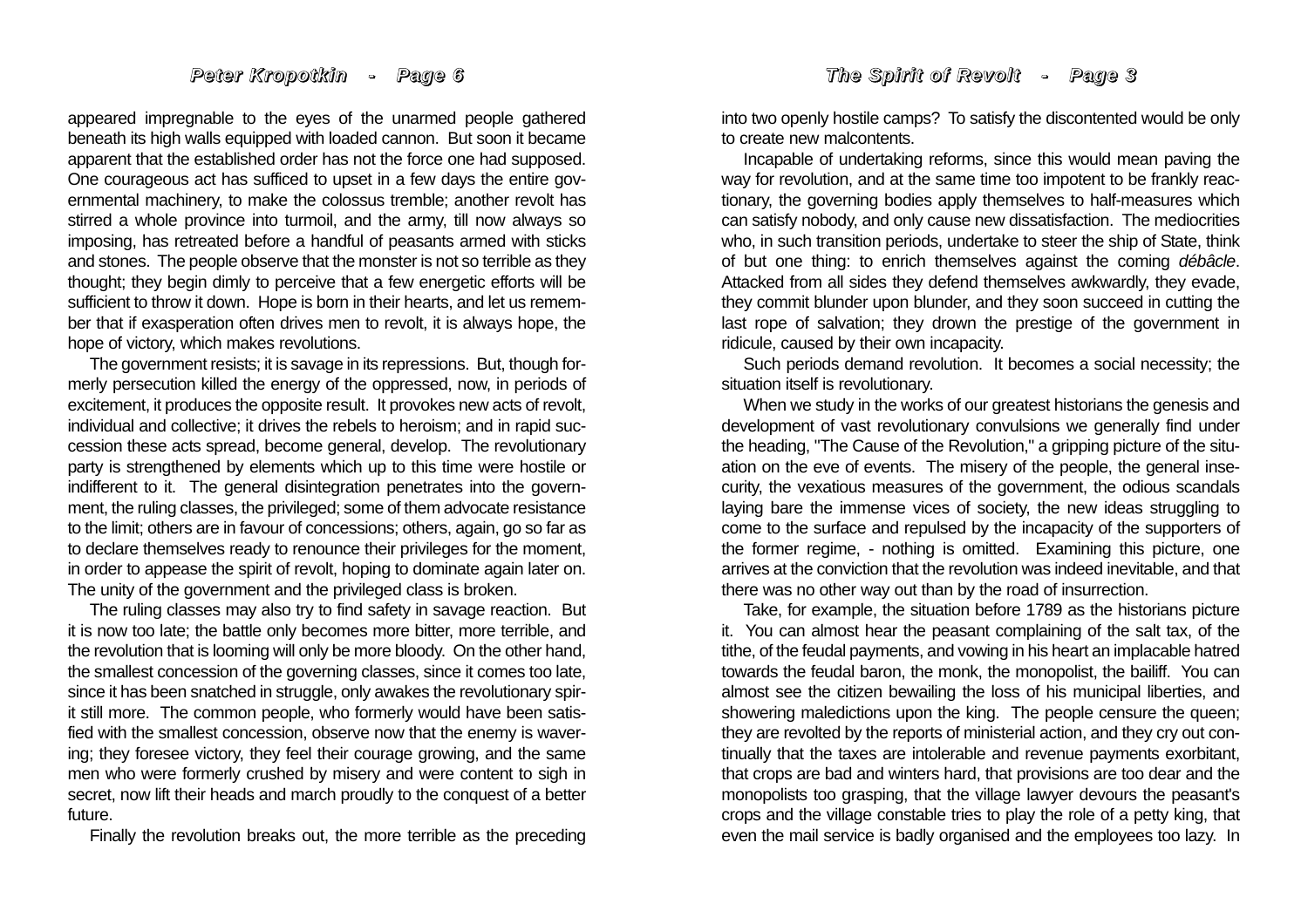appeared impregnable to the eyes of the unarmed people gathered beneath its high walls equipped with loaded cannon. But soon it became apparent that the established order has not the force one had supposed. One courageous act has sufficed to upset in a few days the entire governmental machinery, to make the colossus tremble; another revolt has stirred a whole province into turmoil, and the army, till now always so imposing, has retreated before a handful of peasants armed with sticks and stones. The people observe that the monster is not so terrible as they thought; they begin dimly to perceive that a few energetic efforts will be sufficient to throw it down. Hope is born in their hearts, and let us remember that if exasperation often drives men to revolt, it is always hope, the hope of victory, which makes revolutions.

The government resists; it is savage in its repressions. But, though formerly persecution killed the energy of the oppressed, now, in periods of excitement, it produces the opposite result. It provokes new acts of revolt, individual and collective; it drives the rebels to heroism; and in rapid succession these acts spread, become general, develop. The revolutionary party is strengthened by elements which up to this time were hostile or indifferent to it. The general disintegration penetrates into the government, the ruling classes, the privileged; some of them advocate resistance to the limit; others are in favour of concessions; others, again, go so far as to declare themselves ready to renounce their privileges for the moment, in order to appease the spirit of revolt, hoping to dominate again later on. The unity of the government and the privileged class is broken.

The ruling classes may also try to find safety in savage reaction. But it is now too late; the battle only becomes more bitter, more terrible, and the revolution that is looming will only be more bloody. On the other hand, the smallest concession of the governing classes, since it comes too late, since it has been snatched in struggle, only awakes the revolutionary spirit still more. The common people, who formerly would have been satisfied with the smallest concession, observe now that the enemy is wavering; they foresee victory, they feel their courage growing, and the same men who were formerly crushed by misery and were content to sigh in secret, now lift their heads and march proudly to the conquest of a better future.

Finally the revolution breaks out, the more terrible as the preceding

into two openly hostile camps? To satisfy the discontented would be only to create new malcontents.

Incapable of undertaking reforms, since this would mean paving the way for revolution, and at the same time too impotent to be frankly reactionary, the governing bodies apply themselves to half-measures which can satisfy nobody, and only cause new dissatisfaction. The mediocrities who, in such transition periods, undertake to steer the ship of State, think of but one thing: to enrich themselves against the coming *débâcle*. Attacked from all sides they defend themselves awkwardly, they evade, they commit blunder upon blunder, and they soon succeed in cutting the last rope of salvation; they drown the prestige of the government in ridicule, caused by their own incapacity.

Such periods demand revolution. It becomes a social necessity; the situation itself is revolutionary.

When we study in the works of our greatest historians the genesis and development of vast revolutionary convulsions we generally find under the heading, "The Cause of the Revolution," a gripping picture of the situation on the eve of events. The misery of the people, the general insecurity, the vexatious measures of the government, the odious scandals laying bare the immense vices of society, the new ideas struggling to come to the surface and repulsed by the incapacity of the supporters of the former regime, - nothing is omitted. Examining this picture, one arrives at the conviction that the revolution was indeed inevitable, and that there was no other way out than by the road of insurrection.

Take, for example, the situation before 1789 as the historians picture it. You can almost hear the peasant complaining of the salt tax, of the tithe, of the feudal payments, and vowing in his heart an implacable hatred towards the feudal baron, the monk, the monopolist, the bailiff. You can almost see the citizen bewailing the loss of his municipal liberties, and showering maledictions upon the king. The people censure the queen; they are revolted by the reports of ministerial action, and they cry out continually that the taxes are intolerable and revenue payments exorbitant, that crops are bad and winters hard, that provisions are too dear and the monopolists too grasping, that the village lawyer devours the peasant's crops and the village constable tries to play the role of a petty king, that even the mail service is badly organised and the employees too lazy. In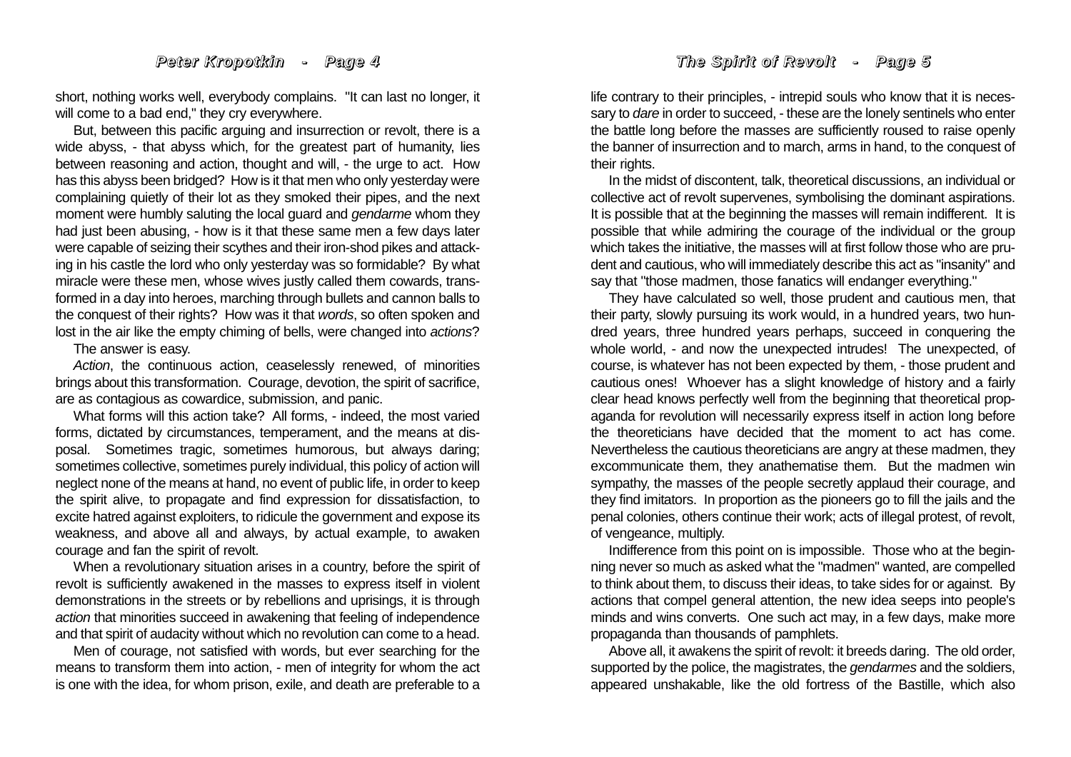short, nothing works well, everybody complains. "It can last no longer, it will come to a bad end," they cry everywhere.

But, between this pacific arguing and insurrection or revolt, there is a wide abyss, - that abyss which, for the greatest part of humanity, lies between reasoning and action, thought and will, - the urge to act. How has this abyss been bridged? How is it that men who only yesterday were complaining quietly of their lot as they smoked their pipes, and the next moment were humbly saluting the local guard and *gendarme* whom they had just been abusing, - how is it that these same men a few days later were capable of seizing their scythes and their iron-shod pikes and attacking in his castle the lord who only yesterday was so formidable? By what miracle were these men, whose wives justly called them cowards, transformed in a day into heroes, marching through bullets and cannon balls to the conquest of their rights? How was it that *words*, so often spoken and lost in the air like the empty chiming of bells, were changed into *actions*?

The answer is easy.

*Action*, the continuous action, ceaselessly renewed, of minorities brings about this transformation. Courage, devotion, the spirit of sacrifice, are as contagious as cowardice, submission, and panic.

What forms will this action take? All forms, - indeed, the most varied forms, dictated by circumstances, temperament, and the means at disposal. Sometimes tragic, sometimes humorous, but always daring; sometimes collective, sometimes purely individual, this policy of action will neglect none of the means at hand, no event of public life, in order to keep the spirit alive, to propagate and find expression for dissatisfaction, to excite hatred against exploiters, to ridicule the government and expose its weakness, and above all and always, by actual example, to awaken courage and fan the spirit of revolt.

When a revolutionary situation arises in a country, before the spirit of revolt is sufficiently awakened in the masses to express itself in violent demonstrations in the streets or by rebellions and uprisings, it is through *action* that minorities succeed in awakening that feeling of independence and that spirit of audacity without which no revolution can come to a head.

Men of courage, not satisfied with words, but ever searching for the means to transform them into action, - men of integrity for whom the act is one with the idea, for whom prison, exile, and death are preferable to a life contrary to their principles, - intrepid souls who know that it is necessary to *dare* in order to succeed, - these are the lonely sentinels who enter the battle long before the masses are sufficiently roused to raise openly the banner of insurrection and to march, arms in hand, to the conquest of their rights.

In the midst of discontent, talk, theoretical discussions, an individual or collective act of revolt supervenes, symbolising the dominant aspirations. It is possible that at the beginning the masses will remain indifferent. It is possible that while admiring the courage of the individual or the group which takes the initiative, the masses will at first follow those who are prudent and cautious, who will immediately describe this act as "insanity" and say that "those madmen, those fanatics will endanger everything."

They have calculated so well, those prudent and cautious men, that their party, slowly pursuing its work would, in a hundred years, two hundred years, three hundred years perhaps, succeed in conquering the whole world, - and now the unexpected intrudes! The unexpected, of course, is whatever has not been expected by them, - those prudent and cautious ones! Whoever has a slight knowledge of history and a fairly clear head knows perfectly well from the beginning that theoretical propaganda for revolution will necessarily express itself in action long before the theoreticians have decided that the moment to act has come. Nevertheless the cautious theoreticians are angry at these madmen, they excommunicate them, they anathematise them. But the madmen win sympathy, the masses of the people secretly applaud their courage, and they find imitators. In proportion as the pioneers go to fill the jails and the penal colonies, others continue their work; acts of illegal protest, of revolt, of vengeance, multiply.

Indifference from this point on is impossible. Those who at the beginning never so much as asked what the "madmen" wanted, are compelled to think about them, to discuss their ideas, to take sides for or against. By actions that compel general attention, the new idea seeps into people's minds and wins converts. One such act may, in a few days, make more propaganda than thousands of pamphlets.

Above all, it awakens the spirit of revolt: it breeds daring. The old order, supported by the police, the magistrates, the *gendarmes* and the soldiers, appeared unshakable, like the old fortress of the Bastille, which also